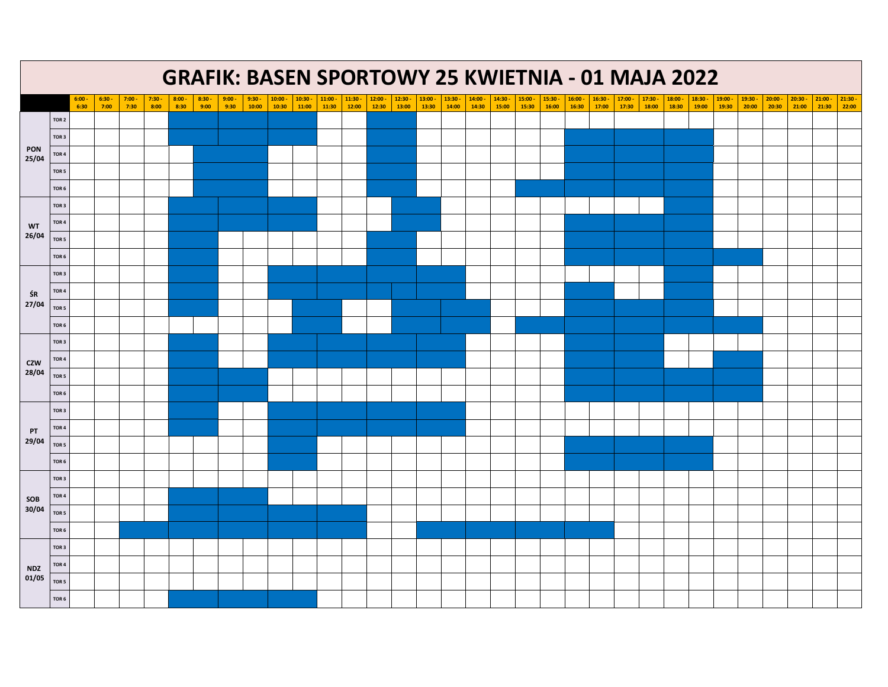# GRAFIK: BASEN SPORTOWY 25 KWIETNIA - 01 MAJA 2022

| | | 6:00 - 6:30 | 6:30 - 7:00 | 7:00 - 7:30 | 7:30 - 8:00 | 8:00 - 8:30 | 8:30 - 9:00 | 9:00 - 9:30 | 9:30 - 10:00 | 10:00 - 10:30 | 10:30 - 11:00 | 11:00 - 11:30 | 11:30 - 12:00 | 12:00 - 12:30 | 12:30 - 13:00 | 13:00 - 13:30 | 13:30 - 14:00 | 14:00 - 14:30 | 14:30 - 15:00 | 15:00 - 15:30 | 15:30 - 16:00 | 16:00 - 16:30 | 16:30 - 17:00 | 17:00 - 17:30 | 17:30 - 18:00 | 18:00 - 18:30 | 18:30 - 19:00 | 19:00 - 19:30 | 19:30 - 20:00 | 20:00 - 20:30 | 20:30 - 21:00 | 21:00 - 21:30 | 21:30 - 22:00 |
|---|---|---|---|---|---|---|---|---|---|---|---|---|---|---|---|---|---|---|---|---|---|---|---|---|---|---|---|---|---|---|---|---|---|
| PON 25/04 | TOR 2 | | | | | | | | | | | | | | | | | | | | | | | | | | | | | | | | |
| | TOR 3 | | | | | | | | | | | | | | | | | | | | | | | | | | | | | | | | |
| | TOR 4 | | | | | | | | | | | | | | | | | | | | | | | | | | | | | | | | |
| | TOR 5 | | | | | | | | | | | | | | | | | | | | | | | | | | | | | | | | |
| | TOR 6 | | | | | | | | | | | | | | | | | | | | | | | | | | | | | | | | |
| WT 26/04 | TOR 3 | | | | | | | | | | | | | | | | | | | | | | | | | | | | | | | | |
| | TOR 4 | | | | | | | | | | | | | | | | | | | | | | | | | | | | | | | | |
| | TOR 5 | | | | | | | | | | | | | | | | | | | | | | | | | | | | | | | | |
| | TOR 6 | | | | | | | | | | | | | | | | | | | | | | | | | | | | | | | | |
| ŚR 27/04 | TOR 3 | | | | | | | | | | | | | | | | | | | | | | | | | | | | | | | | |
| | TOR 4 | | | | | | | | | | | | | | | | | | | | | | | | | | | | | | | | |
| | TOR 5 | | | | | | | | | | | | | | | | | | | | | | | | | | | | | | | | |
| | TOR 6 | | | | | | | | | | | | | | | | | | | | | | | | | | | | | | | | |
| CZW 28/04 | TOR 3 | | | | | | | | | | | | | | | | | | | | | | | | | | | | | | | | |
| | TOR 4 | | | | | | | | | | | | | | | | | | | | | | | | | | | | | | | | |
| | TOR 5 | | | | | | | | | | | | | | | | | | | | | | | | | | | | | | | | |
| | TOR 6 | | | | | | | | | | | | | | | | | | | | | | | | | | | | | | | | |
| PT 29/04 | TOR 3 | | | | | | | | | | | | | | | | | | | | | | | | | | | | | | | | |
| | TOR 4 | | | | | | | | | | | | | | | | | | | | | | | | | | | | | | | | |
| | TOR 5 | | | | | | | | | | | | | | | | | | | | | | | | | | | | | | | | |
| | TOR 6 | | | | | | | | | | | | | | | | | | | | | | | | | | | | | | | | |
| SOB 30/04 | TOR 3 | | | | | | | | | | | | | | | | | | | | | | | | | | | | | | | | |
| | TOR 4 | | | | | | | | | | | | | | | | | | | | | | | | | | | | | | | | |
| | TOR 5 | | | | | | | | | | | | | | | | | | | | | | | | | | | | | | | | |
| | TOR 6 | | | | | | | | | | | | | | | | | | | | | | | | | | | | | | | | |
| NDZ 01/05 | TOR 3 | | | | | | | | | | | | | | | | | | | | | | | | | | | | | | | | |
| | TOR 4 | | | | | | | | | | | | | | | | | | | | | | | | | | | | | | | | |
| | TOR 5 | | | | | | | | | | | | | | | | | | | | | | | | | | | | | | | | |
| | TOR 6 | | | | | | | | | | | | | | | | | | | | | | | | | | | | | | | | |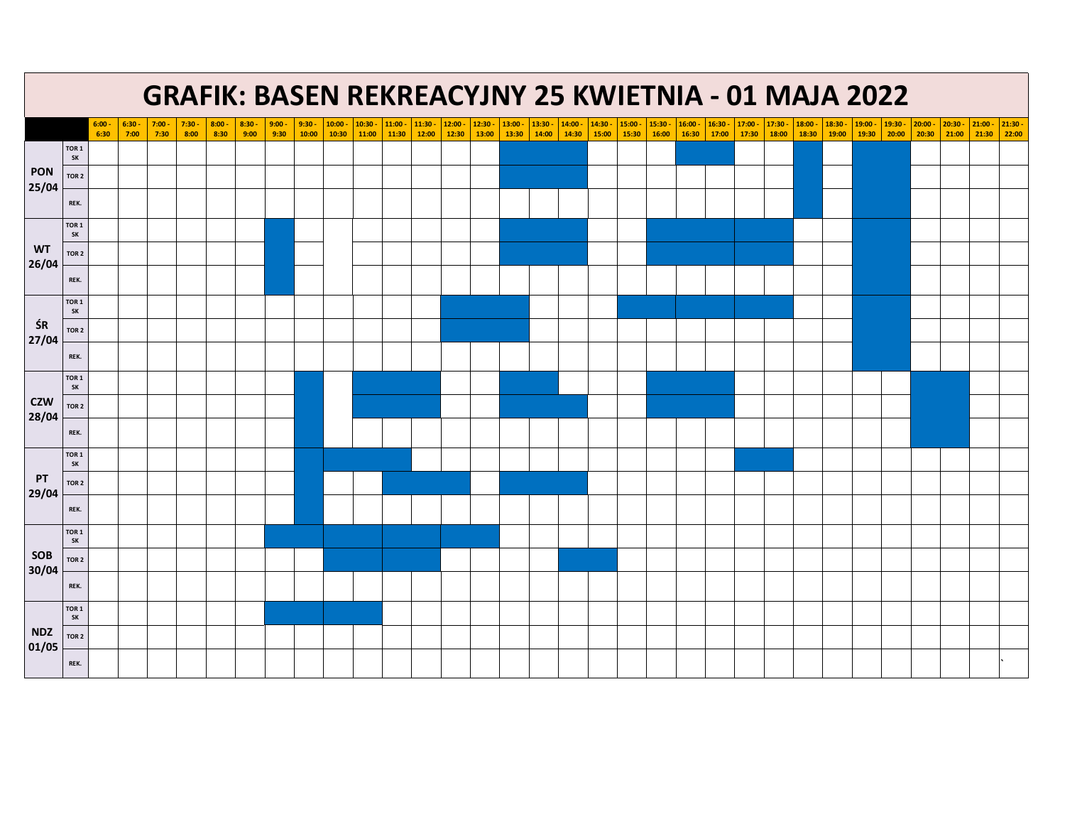# GRAFIK: BASEN REKREACYJNY 25 KWIETNIA - 01 MAJA 2022

| | | 6:00 - 6:30 | 6:30 - 7:00 | 7:00 - 7:30 | 7:30 - 8:00 | 8:00 - 8:30 | 8:30 - 9:00 | 9:00 - 9:30 | 9:30 - 10:00 | 10:00 - 10:30 | 10:30 - 11:00 | 11:00 - 11:30 | 11:30 - 12:00 | 12:00 - 12:30 | 12:30 - 13:00 | 13:00 - 13:30 | 13:30 - 14:00 | 14:00 - 14:30 | 14:30 - 15:00 | 15:00 - 15:30 | 15:30 - 16:00 | 16:00 - 16:30 | 16:30 - 17:00 | 17:00 - 17:30 | 17:30 - 18:00 | 18:00 - 18:30 | 18:30 - 19:00 | 19:00 - 19:30 | 19:30 - 20:00 | 20:00 - 20:30 | 20:30 - 21:00 | 21:00 - 21:30 | 21:30 - 22:00 |
|---|---|---|---|---|---|---|---|---|---|---|---|---|---|---|---|---|---|---|---|---|---|---|---|---|---|---|---|---|---|---|---|---|---|
| PON 25/04 | TOR 1 SK | | | | | | | | | | | | | | | | | | | | | | | | | | | | | | | | |
| | TOR 2 | | | | | | | | | | | | | | | | | | | | | | | | | | | | | | | | |
| | REK. | | | | | | | | | | | | | | | | | | | | | | | | | | | | | | | | |
| WT 26/04 | TOR 1 SK | | | | | | | | | | | | | | | | | | | | | | | | | | | | | | | | |
| | TOR 2 | | | | | | | | | | | | | | | | | | | | | | | | | | | | | | | | |
| | REK. | | | | | | | | | | | | | | | | | | | | | | | | | | | | | | | | |
| ŚR 27/04 | TOR 1 SK | | | | | | | | | | | | | | | | | | | | | | | | | | | | | | | | |
| | TOR 2 | | | | | | | | | | | | | | | | | | | | | | | | | | | | | | | | |
| | REK. | | | | | | | | | | | | | | | | | | | | | | | | | | | | | | | | |
| CZW 28/04 | TOR 1 SK | | | | | | | | | | | | | | | | | | | | | | | | | | | | | | | | |
| | TOR 2 | | | | | | | | | | | | | | | | | | | | | | | | | | | | | | | | |
| | REK. | | | | | | | | | | | | | | | | | | | | | | | | | | | | | | | | |
| PT 29/04 | TOR 1 SK | | | | | | | | | | | | | | | | | | | | | | | | | | | | | | | | |
| | TOR 2 | | | | | | | | | | | | | | | | | | | | | | | | | | | | | | | | |
| | REK. | | | | | | | | | | | | | | | | | | | | | | | | | | | | | | | | |
| SOB 30/04 | TOR 1 SK | | | | | | | | | | | | | | | | | | | | | | | | | | | | | | | | |
| | TOR 2 | | | | | | | | | | | | | | | | | | | | | | | | | | | | | | | | |
| | REK. | | | | | | | | | | | | | | | | | | | | | | | | | | | | | | | | |
| NDZ 01/05 | TOR 1 SK | | | | | | | | | | | | | | | | | | | | | | | | | | | | | | | | |
| | TOR 2 | | | | | | | | | | | | | | | | | | | | | | | | | | | | | | | | |
| | REK. | | | | | | | | | | | | | | | | | | | | | | | | | | | | | | | | ` |